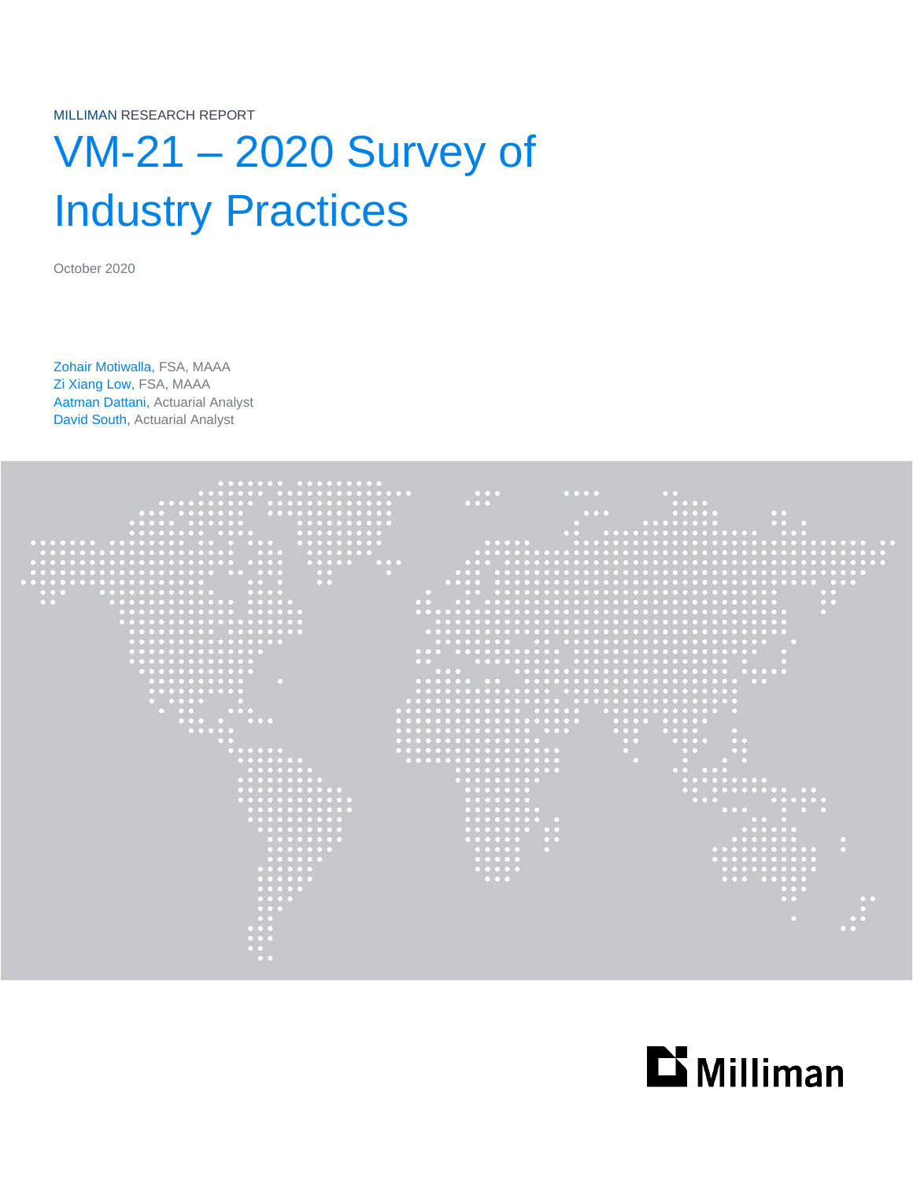MILLIMAN RESEARCH REPORT

# VM-21 – 2020 Survey of Industry Practices

October 2020

Zohair Motiwalla, FSA, MAAA
Zi Xiang Low, FSA, MAAA
Aatman Dattani, Actuarial Analyst
David South, Actuarial Analyst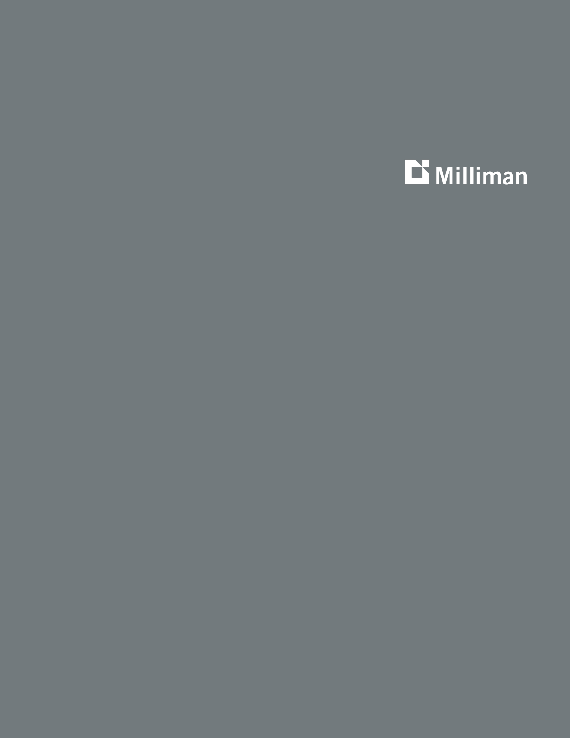Milliman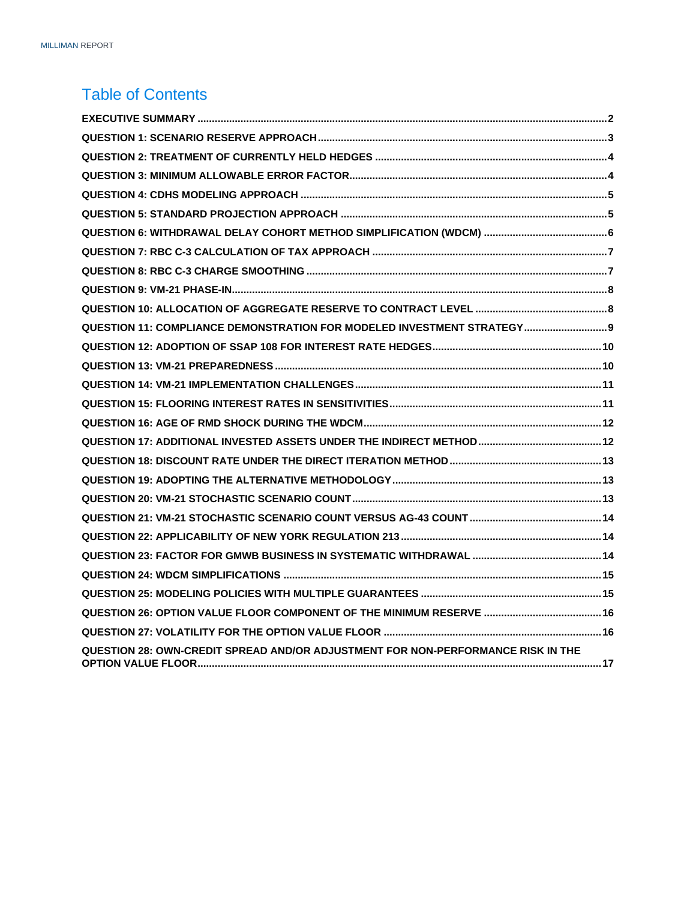# Table of Contents

EXECUTIVE SUMMARY ..... 2
QUESTION 1: SCENARIO RESERVE APPROACH ..... 3
QUESTION 2: TREATMENT OF CURRENTLY HELD HEDGES ..... 4
QUESTION 3: MINIMUM ALLOWABLE ERROR FACTOR ..... 4
QUESTION 4: CDHS MODELING APPROACH ..... 5
QUESTION 5: STANDARD PROJECTION APPROACH ..... 5
QUESTION 6: WITHDRAWAL DELAY COHORT METHOD SIMPLIFICATION (WDCM) ..... 6
QUESTION 7: RBC C-3 CALCULATION OF TAX APPROACH ..... 7
QUESTION 8: RBC C-3 CHARGE SMOOTHING ..... 7
QUESTION 9: VM-21 PHASE-IN ..... 8
QUESTION 10: ALLOCATION OF AGGREGATE RESERVE TO CONTRACT LEVEL ..... 8
QUESTION 11: COMPLIANCE DEMONSTRATION FOR MODELED INVESTMENT STRATEGY ..... 9
QUESTION 12: ADOPTION OF SSAP 108 FOR INTEREST RATE HEDGES ..... 10
QUESTION 13: VM-21 PREPAREDNESS ..... 10
QUESTION 14: VM-21 IMPLEMENTATION CHALLENGES ..... 11
QUESTION 15: FLOORING INTEREST RATES IN SENSITIVITIES ..... 11
QUESTION 16: AGE OF RMD SHOCK DURING THE WDCM ..... 12
QUESTION 17: ADDITIONAL INVESTED ASSETS UNDER THE INDIRECT METHOD ..... 12
QUESTION 18: DISCOUNT RATE UNDER THE DIRECT ITERATION METHOD ..... 13
QUESTION 19: ADOPTING THE ALTERNATIVE METHODOLOGY ..... 13
QUESTION 20: VM-21 STOCHASTIC SCENARIO COUNT ..... 13
QUESTION 21: VM-21 STOCHASTIC SCENARIO COUNT VERSUS AG-43 COUNT ..... 14
QUESTION 22: APPLICABILITY OF NEW YORK REGULATION 213 ..... 14
QUESTION 23: FACTOR FOR GMWB BUSINESS IN SYSTEMATIC WITHDRAWAL ..... 14
QUESTION 24: WDCM SIMPLIFICATIONS ..... 15
QUESTION 25: MODELING POLICIES WITH MULTIPLE GUARANTEES ..... 15
QUESTION 26: OPTION VALUE FLOOR COMPONENT OF THE MINIMUM RESERVE ..... 16
QUESTION 27: VOLATILITY FOR THE OPTION VALUE FLOOR ..... 16
QUESTION 28: OWN-CREDIT SPREAD AND/OR ADJUSTMENT FOR NON-PERFORMANCE RISK IN THE OPTION VALUE FLOOR ..... 17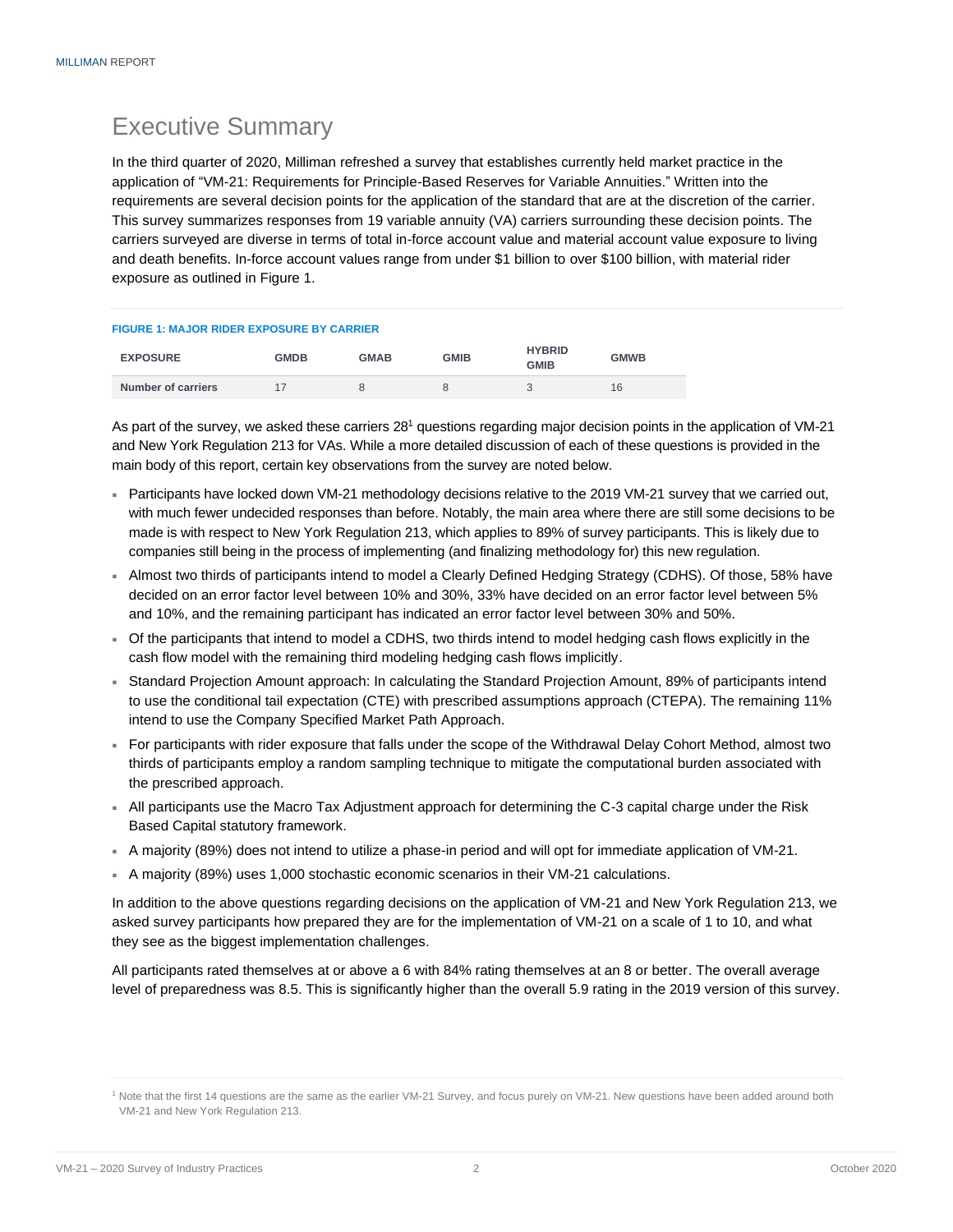# Executive Summary

In the third quarter of 2020, Milliman refreshed a survey that establishes currently held market practice in the application of "VM-21: Requirements for Principle-Based Reserves for Variable Annuities." Written into the requirements are several decision points for the application of the standard that are at the discretion of the carrier. This survey summarizes responses from 19 variable annuity (VA) carriers surrounding these decision points. The carriers surveyed are diverse in terms of total in-force account value and material account value exposure to living and death benefits. In-force account values range from under $1 billion to over $100 billion, with material rider exposure as outlined in Figure 1.

**FIGURE 1: MAJOR RIDER EXPOSURE BY CARRIER**

| EXPOSURE | GMDB | GMAB | GMIB | HYBRID GMIB | GMWB |
|---|---|---|---|---|---|
| **Number of carriers** | 17 | 8 | 8 | 3 | 16 |

As part of the survey, we asked these carriers 28[1] questions regarding major decision points in the application of VM-21 and New York Regulation 213 for VAs. While a more detailed discussion of each of these questions is provided in the main body of this report, certain key observations from the survey are noted below.

- Participants have locked down VM-21 methodology decisions relative to the 2019 VM-21 survey that we carried out, with much fewer undecided responses than before. Notably, the main area where there are still some decisions to be made is with respect to New York Regulation 213, which applies to 89% of survey participants. This is likely due to companies still being in the process of implementing (and finalizing methodology for) this new regulation.
- Almost two thirds of participants intend to model a Clearly Defined Hedging Strategy (CDHS). Of those, 58% have decided on an error factor level between 10% and 30%, 33% have decided on an error factor level between 5% and 10%, and the remaining participant has indicated an error factor level between 30% and 50%.
- Of the participants that intend to model a CDHS, two thirds intend to model hedging cash flows explicitly in the cash flow model with the remaining third modeling hedging cash flows implicitly.
- Standard Projection Amount approach: In calculating the Standard Projection Amount, 89% of participants intend to use the conditional tail expectation (CTE) with prescribed assumptions approach (CTEPA). The remaining 11% intend to use the Company Specified Market Path Approach.
- For participants with rider exposure that falls under the scope of the Withdrawal Delay Cohort Method, almost two thirds of participants employ a random sampling technique to mitigate the computational burden associated with the prescribed approach.
- All participants use the Macro Tax Adjustment approach for determining the C-3 capital charge under the Risk Based Capital statutory framework.
- A majority (89%) does not intend to utilize a phase-in period and will opt for immediate application of VM-21.
- A majority (89%) uses 1,000 stochastic economic scenarios in their VM-21 calculations.

In addition to the above questions regarding decisions on the application of VM-21 and New York Regulation 213, we asked survey participants how prepared they are for the implementation of VM-21 on a scale of 1 to 10, and what they see as the biggest implementation challenges.

All participants rated themselves at or above a 6 with 84% rating themselves at an 8 or better. The overall average level of preparedness was 8.5. This is significantly higher than the overall 5.9 rating in the 2019 version of this survey.

[1] Note that the first 14 questions are the same as the earlier VM-21 Survey, and focus purely on VM-21. New questions have been added around both VM-21 and New York Regulation 213.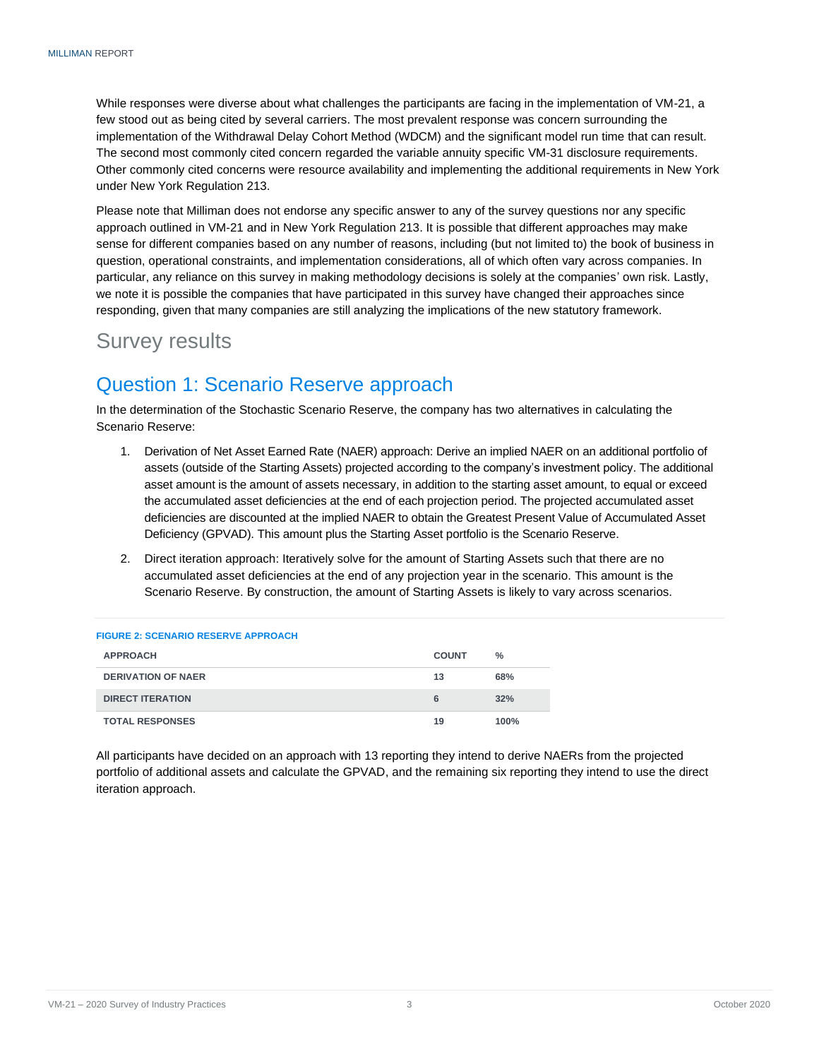While responses were diverse about what challenges the participants are facing in the implementation of VM-21, a few stood out as being cited by several carriers. The most prevalent response was concern surrounding the implementation of the Withdrawal Delay Cohort Method (WDCM) and the significant model run time that can result. The second most commonly cited concern regarded the variable annuity specific VM-31 disclosure requirements. Other commonly cited concerns were resource availability and implementing the additional requirements in New York under New York Regulation 213.

Please note that Milliman does not endorse any specific answer to any of the survey questions nor any specific approach outlined in VM-21 and in New York Regulation 213. It is possible that different approaches may make sense for different companies based on any number of reasons, including (but not limited to) the book of business in question, operational constraints, and implementation considerations, all of which often vary across companies. In particular, any reliance on this survey in making methodology decisions is solely at the companies' own risk. Lastly, we note it is possible the companies that have participated in this survey have changed their approaches since responding, given that many companies are still analyzing the implications of the new statutory framework.

# Survey results

## Question 1: Scenario Reserve approach

In the determination of the Stochastic Scenario Reserve, the company has two alternatives in calculating the Scenario Reserve:

1. Derivation of Net Asset Earned Rate (NAER) approach: Derive an implied NAER on an additional portfolio of assets (outside of the Starting Assets) projected according to the company's investment policy. The additional asset amount is the amount of assets necessary, in addition to the starting asset amount, to equal or exceed the accumulated asset deficiencies at the end of each projection period. The projected accumulated asset deficiencies are discounted at the implied NAER to obtain the Greatest Present Value of Accumulated Asset Deficiency (GPVAD). This amount plus the Starting Asset portfolio is the Scenario Reserve.
2. Direct iteration approach: Iteratively solve for the amount of Starting Assets such that there are no accumulated asset deficiencies at the end of any projection year in the scenario. This amount is the Scenario Reserve. By construction, the amount of Starting Assets is likely to vary across scenarios.

**FIGURE 2: SCENARIO RESERVE APPROACH**

| APPROACH | COUNT | % |
|---|---|---|
| DERIVATION OF NAER | 13 | 68% |
| DIRECT ITERATION | 6 | 32% |
| TOTAL RESPONSES | 19 | 100% |

All participants have decided on an approach with 13 reporting they intend to derive NAERs from the projected portfolio of additional assets and calculate the GPVAD, and the remaining six reporting they intend to use the direct iteration approach.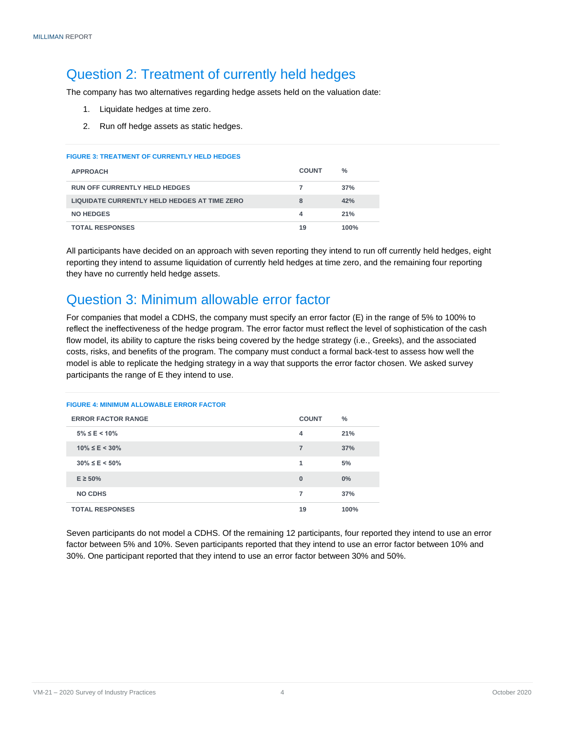## Question 2: Treatment of currently held hedges

The company has two alternatives regarding hedge assets held on the valuation date:

1. Liquidate hedges at time zero.
2. Run off hedge assets as static hedges.

**FIGURE 3: TREATMENT OF CURRENTLY HELD HEDGES**

| APPROACH | COUNT | % |
|---|---|---|
| RUN OFF CURRENTLY HELD HEDGES | 7 | 37% |
| LIQUIDATE CURRENTLY HELD HEDGES AT TIME ZERO | 8 | 42% |
| NO HEDGES | 4 | 21% |
| TOTAL RESPONSES | 19 | 100% |

All participants have decided on an approach with seven reporting they intend to run off currently held hedges, eight reporting they intend to assume liquidation of currently held hedges at time zero, and the remaining four reporting they have no currently held hedge assets.

## Question 3: Minimum allowable error factor

For companies that model a CDHS, the company must specify an error factor (E) in the range of 5% to 100% to reflect the ineffectiveness of the hedge program. The error factor must reflect the level of sophistication of the cash flow model, its ability to capture the risks being covered by the hedge strategy (i.e., Greeks), and the associated costs, risks, and benefits of the program. The company must conduct a formal back-test to assess how well the model is able to replicate the hedging strategy in a way that supports the error factor chosen. We asked survey participants the range of E they intend to use.

**FIGURE 4: MINIMUM ALLOWABLE ERROR FACTOR**

| ERROR FACTOR RANGE | COUNT | % |
|---|---|---|
| $5\% \leq E < 10\%$ | 4 | 21% |
| $10\% \leq E < 30\%$ | 7 | 37% |
| $30\% \leq E < 50\%$ | 1 | 5% |
| $E \geq 50\%$ | 0 | 0% |
| NO CDHS | 7 | 37% |
| TOTAL RESPONSES | 19 | 100% |

Seven participants do not model a CDHS. Of the remaining 12 participants, four reported they intend to use an error factor between 5% and 10%. Seven participants reported that they intend to use an error factor between 10% and 30%. One participant reported that they intend to use an error factor between 30% and 50%.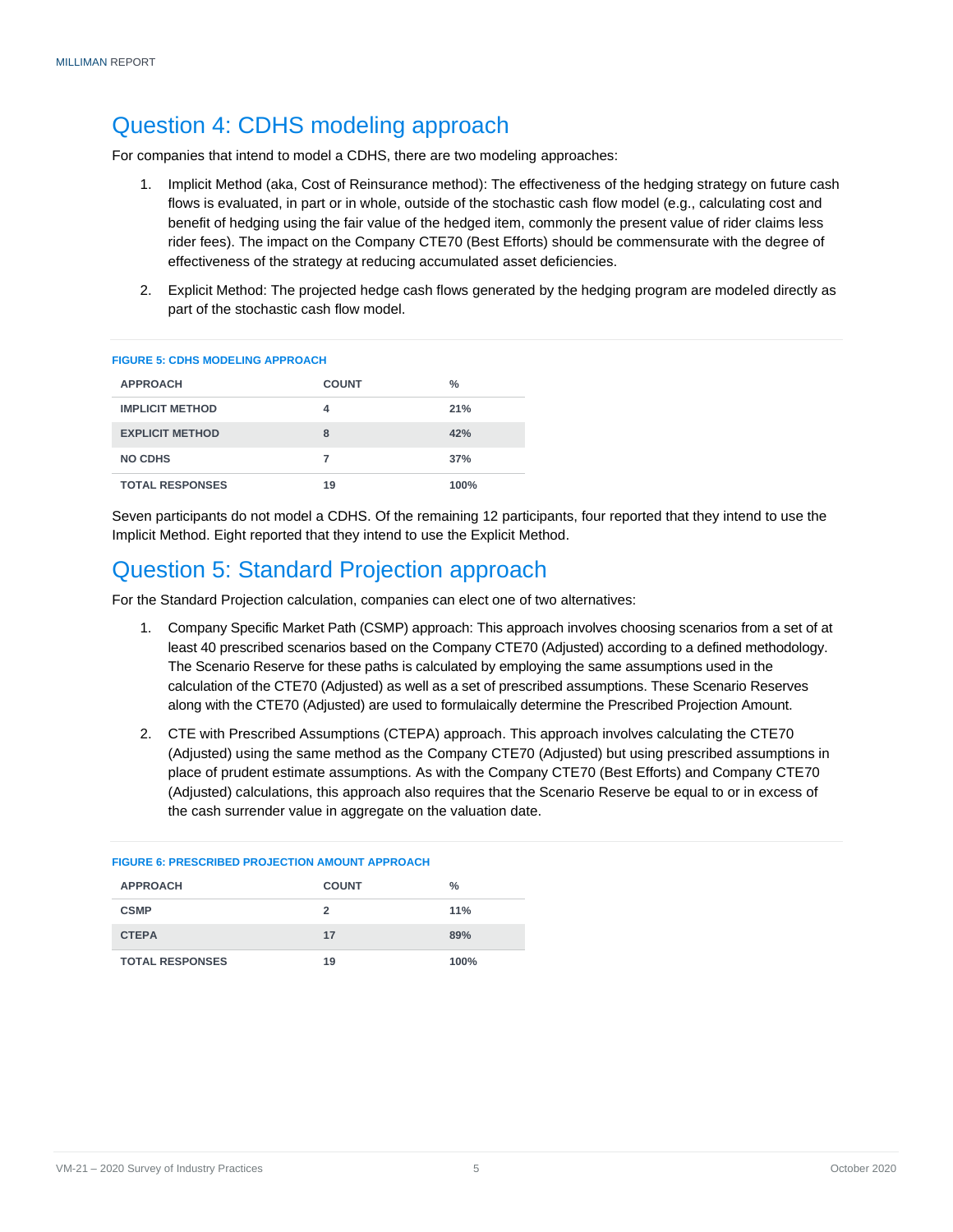## Question 4: CDHS modeling approach

For companies that intend to model a CDHS, there are two modeling approaches:

1. Implicit Method (aka, Cost of Reinsurance method): The effectiveness of the hedging strategy on future cash flows is evaluated, in part or in whole, outside of the stochastic cash flow model (e.g., calculating cost and benefit of hedging using the fair value of the hedged item, commonly the present value of rider claims less rider fees). The impact on the Company CTE70 (Best Efforts) should be commensurate with the degree of effectiveness of the strategy at reducing accumulated asset deficiencies.
2. Explicit Method: The projected hedge cash flows generated by the hedging program are modeled directly as part of the stochastic cash flow model.

**FIGURE 5: CDHS MODELING APPROACH**

| APPROACH | COUNT | % |
|---|---|---|
| IMPLICIT METHOD | 4 | 21% |
| EXPLICIT METHOD | 8 | 42% |
| NO CDHS | 7 | 37% |
| TOTAL RESPONSES | 19 | 100% |

Seven participants do not model a CDHS. Of the remaining 12 participants, four reported that they intend to use the Implicit Method. Eight reported that they intend to use the Explicit Method.

## Question 5: Standard Projection approach

For the Standard Projection calculation, companies can elect one of two alternatives:

1. Company Specific Market Path (CSMP) approach: This approach involves choosing scenarios from a set of at least 40 prescribed scenarios based on the Company CTE70 (Adjusted) according to a defined methodology. The Scenario Reserve for these paths is calculated by employing the same assumptions used in the calculation of the CTE70 (Adjusted) as well as a set of prescribed assumptions. These Scenario Reserves along with the CTE70 (Adjusted) are used to formulaically determine the Prescribed Projection Amount.
2. CTE with Prescribed Assumptions (CTEPA) approach. This approach involves calculating the CTE70 (Adjusted) using the same method as the Company CTE70 (Adjusted) but using prescribed assumptions in place of prudent estimate assumptions. As with the Company CTE70 (Best Efforts) and Company CTE70 (Adjusted) calculations, this approach also requires that the Scenario Reserve be equal to or in excess of the cash surrender value in aggregate on the valuation date.

**FIGURE 6: PRESCRIBED PROJECTION AMOUNT APPROACH**

| APPROACH | COUNT | % |
|---|---|---|
| CSMP | 2 | 11% |
| CTEPA | 17 | 89% |
| TOTAL RESPONSES | 19 | 100% |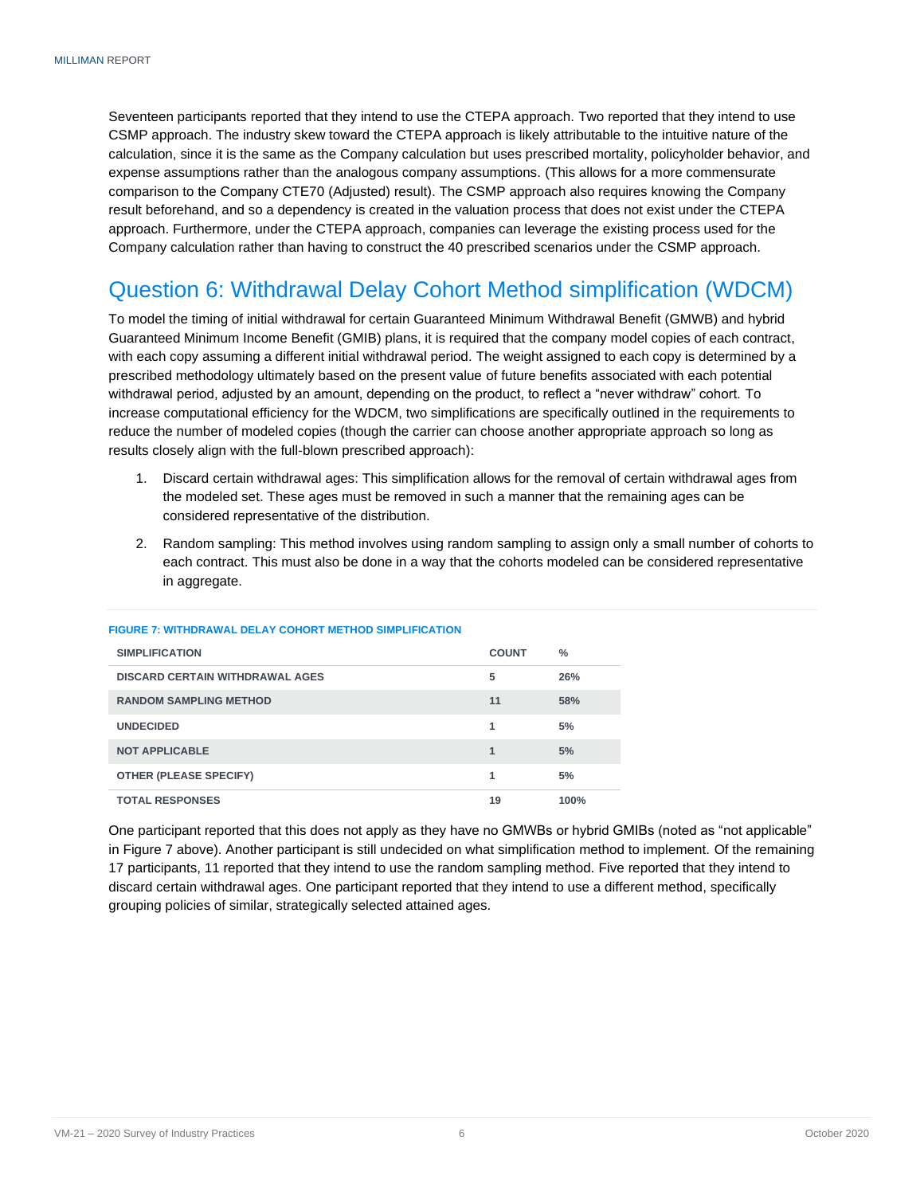Seventeen participants reported that they intend to use the CTEPA approach. Two reported that they intend to use CSMP approach. The industry skew toward the CTEPA approach is likely attributable to the intuitive nature of the calculation, since it is the same as the Company calculation but uses prescribed mortality, policyholder behavior, and expense assumptions rather than the analogous company assumptions. (This allows for a more commensurate comparison to the Company CTE70 (Adjusted) result). The CSMP approach also requires knowing the Company result beforehand, and so a dependency is created in the valuation process that does not exist under the CTEPA approach. Furthermore, under the CTEPA approach, companies can leverage the existing process used for the Company calculation rather than having to construct the 40 prescribed scenarios under the CSMP approach.

## Question 6: Withdrawal Delay Cohort Method simplification (WDCM)

To model the timing of initial withdrawal for certain Guaranteed Minimum Withdrawal Benefit (GMWB) and hybrid Guaranteed Minimum Income Benefit (GMIB) plans, it is required that the company model copies of each contract, with each copy assuming a different initial withdrawal period. The weight assigned to each copy is determined by a prescribed methodology ultimately based on the present value of future benefits associated with each potential withdrawal period, adjusted by an amount, depending on the product, to reflect a "never withdraw" cohort. To increase computational efficiency for the WDCM, two simplifications are specifically outlined in the requirements to reduce the number of modeled copies (though the carrier can choose another appropriate approach so long as results closely align with the full-blown prescribed approach):

1. Discard certain withdrawal ages: This simplification allows for the removal of certain withdrawal ages from the modeled set. These ages must be removed in such a manner that the remaining ages can be considered representative of the distribution.
2. Random sampling: This method involves using random sampling to assign only a small number of cohorts to each contract. This must also be done in a way that the cohorts modeled can be considered representative in aggregate.

**FIGURE 7: WITHDRAWAL DELAY COHORT METHOD SIMPLIFICATION**

| SIMPLIFICATION | COUNT | % |
|---|---|---|
| DISCARD CERTAIN WITHDRAWAL AGES | 5 | 26% |
| RANDOM SAMPLING METHOD | 11 | 58% |
| UNDECIDED | 1 | 5% |
| NOT APPLICABLE | 1 | 5% |
| OTHER (PLEASE SPECIFY) | 1 | 5% |
| TOTAL RESPONSES | 19 | 100% |

One participant reported that this does not apply as they have no GMWBs or hybrid GMIBs (noted as "not applicable" in Figure 7 above). Another participant is still undecided on what simplification method to implement. Of the remaining 17 participants, 11 reported that they intend to use the random sampling method. Five reported that they intend to discard certain withdrawal ages. One participant reported that they intend to use a different method, specifically grouping policies of similar, strategically selected attained ages.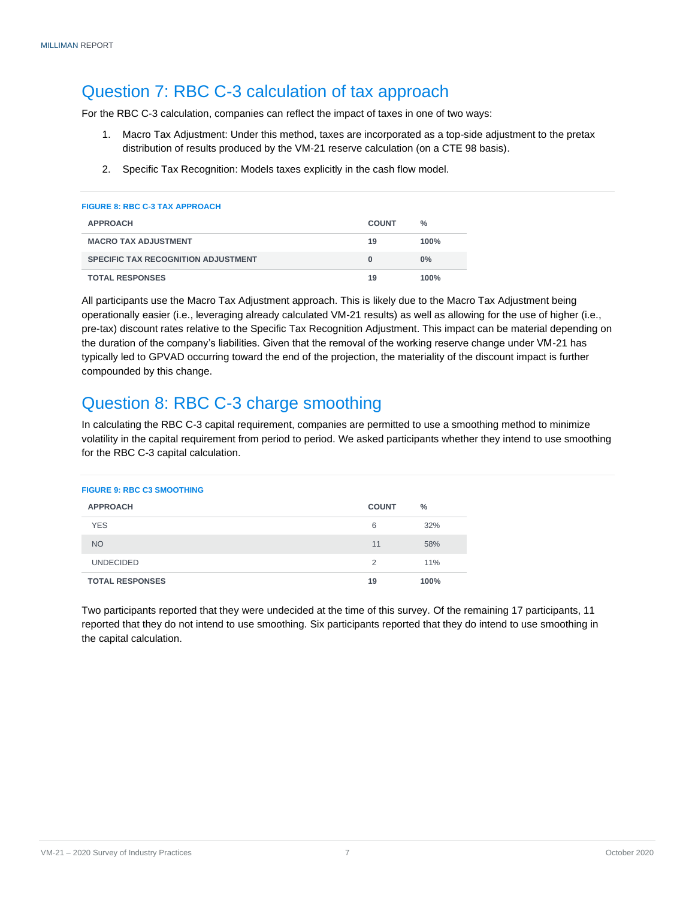## Question 7: RBC C-3 calculation of tax approach

For the RBC C-3 calculation, companies can reflect the impact of taxes in one of two ways:

1. Macro Tax Adjustment: Under this method, taxes are incorporated as a top-side adjustment to the pretax distribution of results produced by the VM-21 reserve calculation (on a CTE 98 basis).
2. Specific Tax Recognition: Models taxes explicitly in the cash flow model.

**FIGURE 8: RBC C-3 TAX APPROACH**

| APPROACH | COUNT | % |
|---|---|---|
| **MACRO TAX ADJUSTMENT** | **19** | **100%** |
| **SPECIFIC TAX RECOGNITION ADJUSTMENT** | **0** | **0%** |
| **TOTAL RESPONSES** | **19** | **100%** |

All participants use the Macro Tax Adjustment approach. This is likely due to the Macro Tax Adjustment being operationally easier (i.e., leveraging already calculated VM-21 results) as well as allowing for the use of higher (i.e., pre-tax) discount rates relative to the Specific Tax Recognition Adjustment. This impact can be material depending on the duration of the company's liabilities. Given that the removal of the working reserve change under VM-21 has typically led to GPVAD occurring toward the end of the projection, the materiality of the discount impact is further compounded by this change.

## Question 8: RBC C-3 charge smoothing

In calculating the RBC C-3 capital requirement, companies are permitted to use a smoothing method to minimize volatility in the capital requirement from period to period. We asked participants whether they intend to use smoothing for the RBC C-3 capital calculation.

**FIGURE 9: RBC C3 SMOOTHING**

| APPROACH | COUNT | % |
|---|---|---|
| YES | 6 | 32% |
| NO | 11 | 58% |
| UNDECIDED | 2 | 11% |
| **TOTAL RESPONSES** | **19** | **100%** |

Two participants reported that they were undecided at the time of this survey. Of the remaining 17 participants, 11 reported that they do not intend to use smoothing. Six participants reported that they do intend to use smoothing in the capital calculation.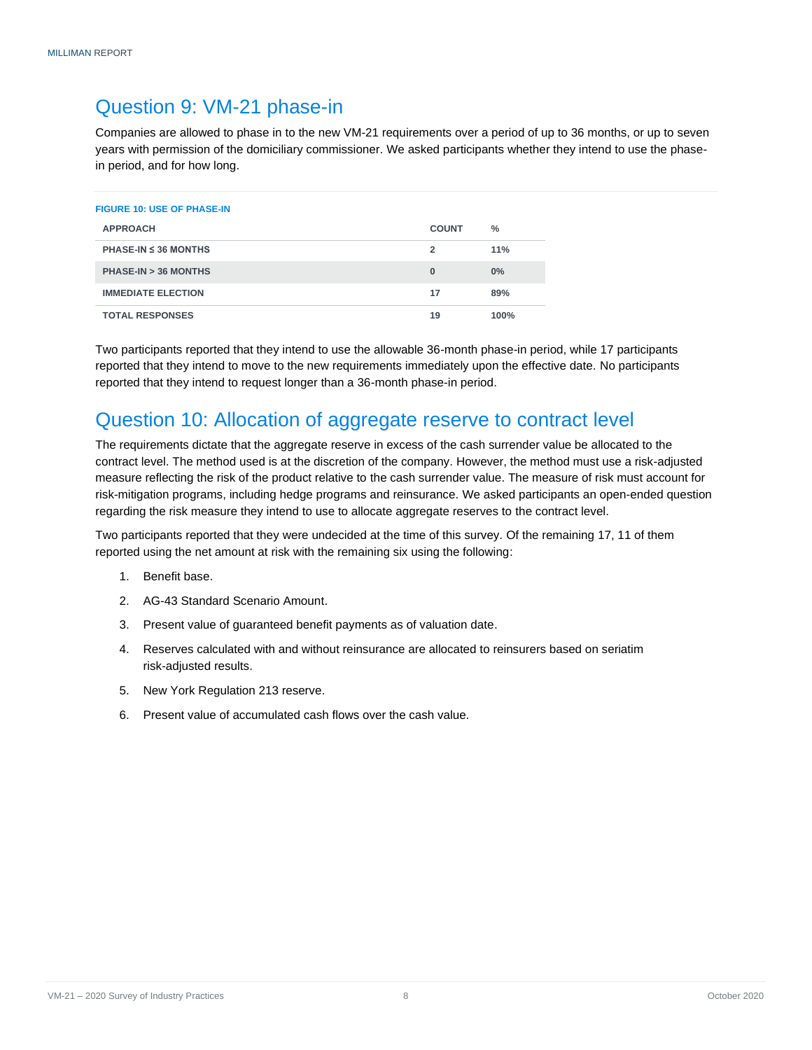## Question 9: VM-21 phase-in

Companies are allowed to phase in to the new VM-21 requirements over a period of up to 36 months, or up to seven years with permission of the domiciliary commissioner. We asked participants whether they intend to use the phase-in period, and for how long.

**FIGURE 10: USE OF PHASE-IN**

| APPROACH | COUNT | % |
|---|---|---|
| PHASE-IN ≤ 36 MONTHS | 2 | 11% |
| PHASE-IN > 36 MONTHS | 0 | 0% |
| IMMEDIATE ELECTION | 17 | 89% |
| TOTAL RESPONSES | 19 | 100% |

Two participants reported that they intend to use the allowable 36-month phase-in period, while 17 participants reported that they intend to move to the new requirements immediately upon the effective date. No participants reported that they intend to request longer than a 36-month phase-in period.

## Question 10: Allocation of aggregate reserve to contract level

The requirements dictate that the aggregate reserve in excess of the cash surrender value be allocated to the contract level. The method used is at the discretion of the company. However, the method must use a risk-adjusted measure reflecting the risk of the product relative to the cash surrender value. The measure of risk must account for risk-mitigation programs, including hedge programs and reinsurance. We asked participants an open-ended question regarding the risk measure they intend to use to allocate aggregate reserves to the contract level.

Two participants reported that they were undecided at the time of this survey. Of the remaining 17, 11 of them reported using the net amount at risk with the remaining six using the following:

1. Benefit base.
2. AG-43 Standard Scenario Amount.
3. Present value of guaranteed benefit payments as of valuation date.
4. Reserves calculated with and without reinsurance are allocated to reinsurers based on seriatim risk-adjusted results.
5. New York Regulation 213 reserve.
6. Present value of accumulated cash flows over the cash value.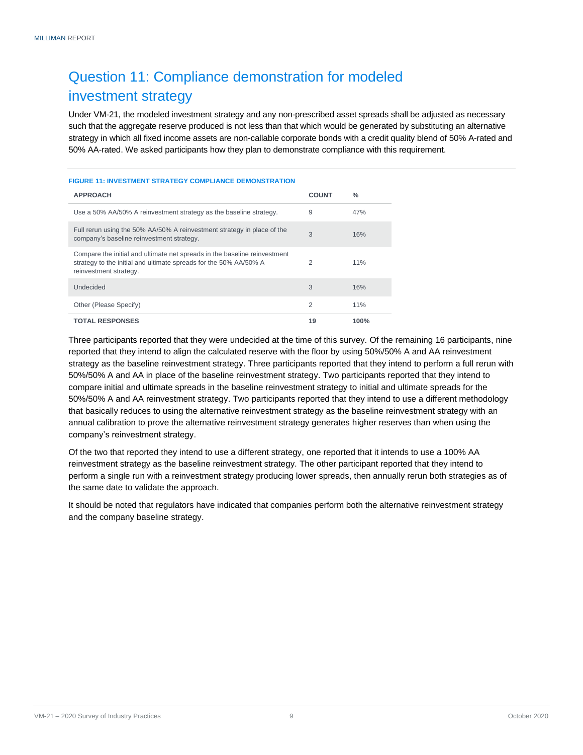## Question 11: Compliance demonstration for modeled investment strategy

Under VM-21, the modeled investment strategy and any non-prescribed asset spreads shall be adjusted as necessary such that the aggregate reserve produced is not less than that which would be generated by substituting an alternative strategy in which all fixed income assets are non-callable corporate bonds with a credit quality blend of 50% A-rated and 50% AA-rated. We asked participants how they plan to demonstrate compliance with this requirement.

**FIGURE 11: INVESTMENT STRATEGY COMPLIANCE DEMONSTRATION**

| APPROACH | COUNT | % |
|---|---|---|
| Use a 50% AA/50% A reinvestment strategy as the baseline strategy. | 9 | 47% |
| Full rerun using the 50% AA/50% A reinvestment strategy in place of the company's baseline reinvestment strategy. | 3 | 16% |
| Compare the initial and ultimate net spreads in the baseline reinvestment strategy to the initial and ultimate spreads for the 50% AA/50% A reinvestment strategy. | 2 | 11% |
| Undecided | 3 | 16% |
| Other (Please Specify) | 2 | 11% |
| **TOTAL RESPONSES** | **19** | **100%** |

Three participants reported that they were undecided at the time of this survey. Of the remaining 16 participants, nine reported that they intend to align the calculated reserve with the floor by using 50%/50% A and AA reinvestment strategy as the baseline reinvestment strategy. Three participants reported that they intend to perform a full rerun with 50%/50% A and AA in place of the baseline reinvestment strategy. Two participants reported that they intend to compare initial and ultimate spreads in the baseline reinvestment strategy to initial and ultimate spreads for the 50%/50% A and AA reinvestment strategy. Two participants reported that they intend to use a different methodology that basically reduces to using the alternative reinvestment strategy as the baseline reinvestment strategy with an annual calibration to prove the alternative reinvestment strategy generates higher reserves than when using the company's reinvestment strategy.

Of the two that reported they intend to use a different strategy, one reported that it intends to use a 100% AA reinvestment strategy as the baseline reinvestment strategy. The other participant reported that they intend to perform a single run with a reinvestment strategy producing lower spreads, then annually rerun both strategies as of the same date to validate the approach.

It should be noted that regulators have indicated that companies perform both the alternative reinvestment strategy and the company baseline strategy.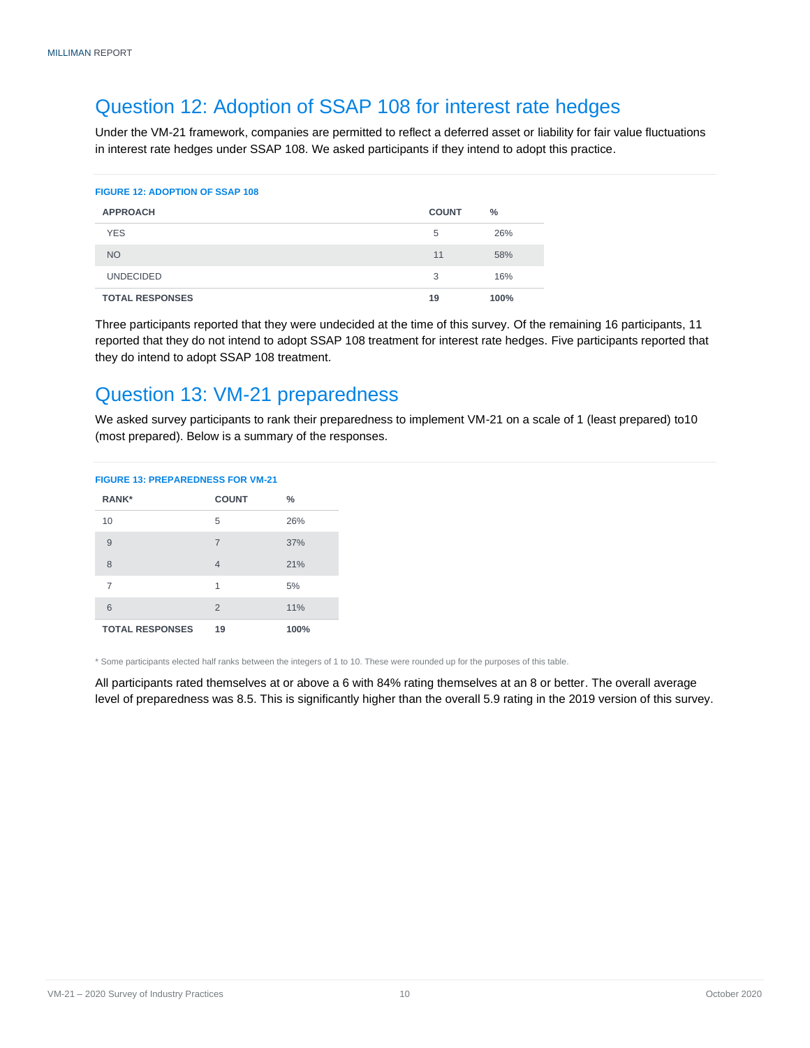## Question 12: Adoption of SSAP 108 for interest rate hedges

Under the VM-21 framework, companies are permitted to reflect a deferred asset or liability for fair value fluctuations in interest rate hedges under SSAP 108. We asked participants if they intend to adopt this practice.

**FIGURE 12: ADOPTION OF SSAP 108**

| APPROACH | COUNT | % |
|---|---|---|
| YES | 5 | 26% |
| NO | 11 | 58% |
| UNDECIDED | 3 | 16% |
| **TOTAL RESPONSES** | **19** | **100%** |

Three participants reported that they were undecided at the time of this survey. Of the remaining 16 participants, 11 reported that they do not intend to adopt SSAP 108 treatment for interest rate hedges. Five participants reported that they do intend to adopt SSAP 108 treatment.

## Question 13: VM-21 preparedness

We asked survey participants to rank their preparedness to implement VM-21 on a scale of 1 (least prepared) to10 (most prepared). Below is a summary of the responses.

**FIGURE 13: PREPAREDNESS FOR VM-21**

| RANK* | COUNT | % |
|---|---|---|
| 10 | 5 | 26% |
| 9 | 7 | 37% |
| 8 | 4 | 21% |
| 7 | 1 | 5% |
| 6 | 2 | 11% |
| **TOTAL RESPONSES** | **19** | **100%** |

* Some participants elected half ranks between the integers of 1 to 10. These were rounded up for the purposes of this table.

All participants rated themselves at or above a 6 with 84% rating themselves at an 8 or better. The overall average level of preparedness was 8.5. This is significantly higher than the overall 5.9 rating in the 2019 version of this survey.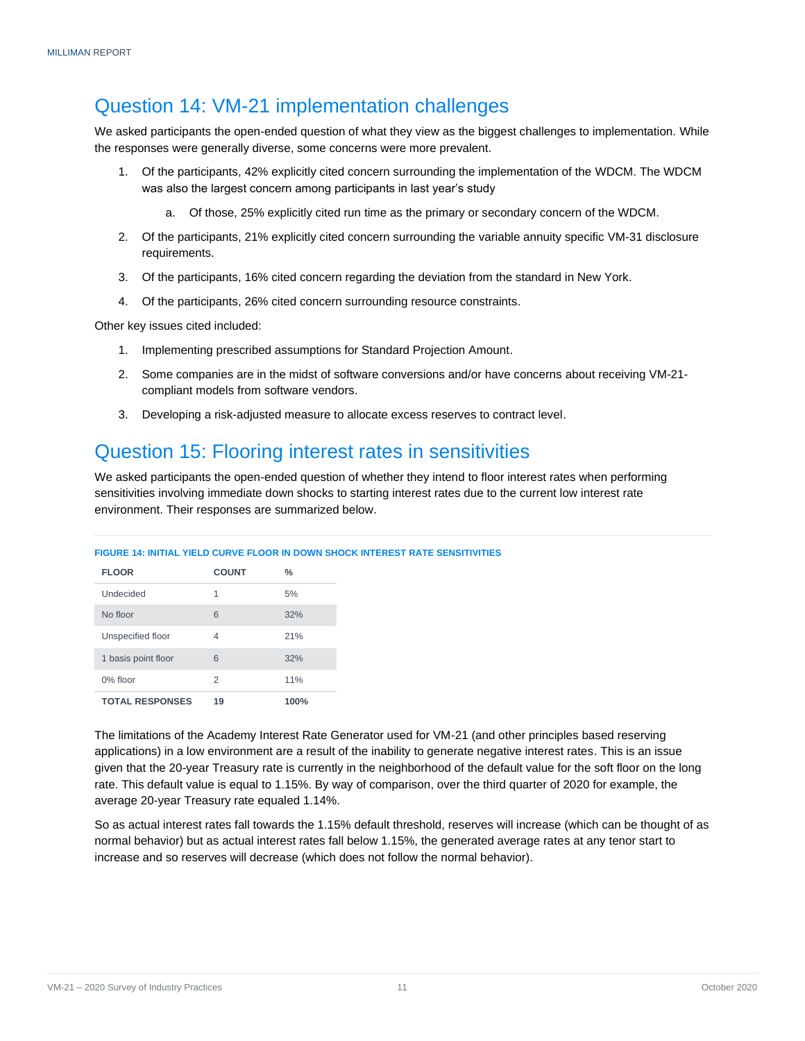## Question 14: VM-21 implementation challenges

We asked participants the open-ended question of what they view as the biggest challenges to implementation. While the responses were generally diverse, some concerns were more prevalent.

1. Of the participants, 42% explicitly cited concern surrounding the implementation of the WDCM. The WDCM was also the largest concern among participants in last year's study
   a. Of those, 25% explicitly cited run time as the primary or secondary concern of the WDCM.
2. Of the participants, 21% explicitly cited concern surrounding the variable annuity specific VM-31 disclosure requirements.
3. Of the participants, 16% cited concern regarding the deviation from the standard in New York.
4. Of the participants, 26% cited concern surrounding resource constraints.

Other key issues cited included:

1. Implementing prescribed assumptions for Standard Projection Amount.
2. Some companies are in the midst of software conversions and/or have concerns about receiving VM-21-compliant models from software vendors.
3. Developing a risk-adjusted measure to allocate excess reserves to contract level.

## Question 15: Flooring interest rates in sensitivities

We asked participants the open-ended question of whether they intend to floor interest rates when performing sensitivities involving immediate down shocks to starting interest rates due to the current low interest rate environment. Their responses are summarized below.

**FIGURE 14: INITIAL YIELD CURVE FLOOR IN DOWN SHOCK INTEREST RATE SENSITIVITIES**

| FLOOR | COUNT | % |
|---|---|---|
| Undecided | 1 | 5% |
| No floor | 6 | 32% |
| Unspecified floor | 4 | 21% |
| 1 basis point floor | 6 | 32% |
| 0% floor | 2 | 11% |
| **TOTAL RESPONSES** | **19** | **100%** |

The limitations of the Academy Interest Rate Generator used for VM-21 (and other principles based reserving applications) in a low environment are a result of the inability to generate negative interest rates. This is an issue given that the 20-year Treasury rate is currently in the neighborhood of the default value for the soft floor on the long rate. This default value is equal to 1.15%. By way of comparison, over the third quarter of 2020 for example, the average 20-year Treasury rate equaled 1.14%.

So as actual interest rates fall towards the 1.15% default threshold, reserves will increase (which can be thought of as normal behavior) but as actual interest rates fall below 1.15%, the generated average rates at any tenor start to increase and so reserves will decrease (which does not follow the normal behavior).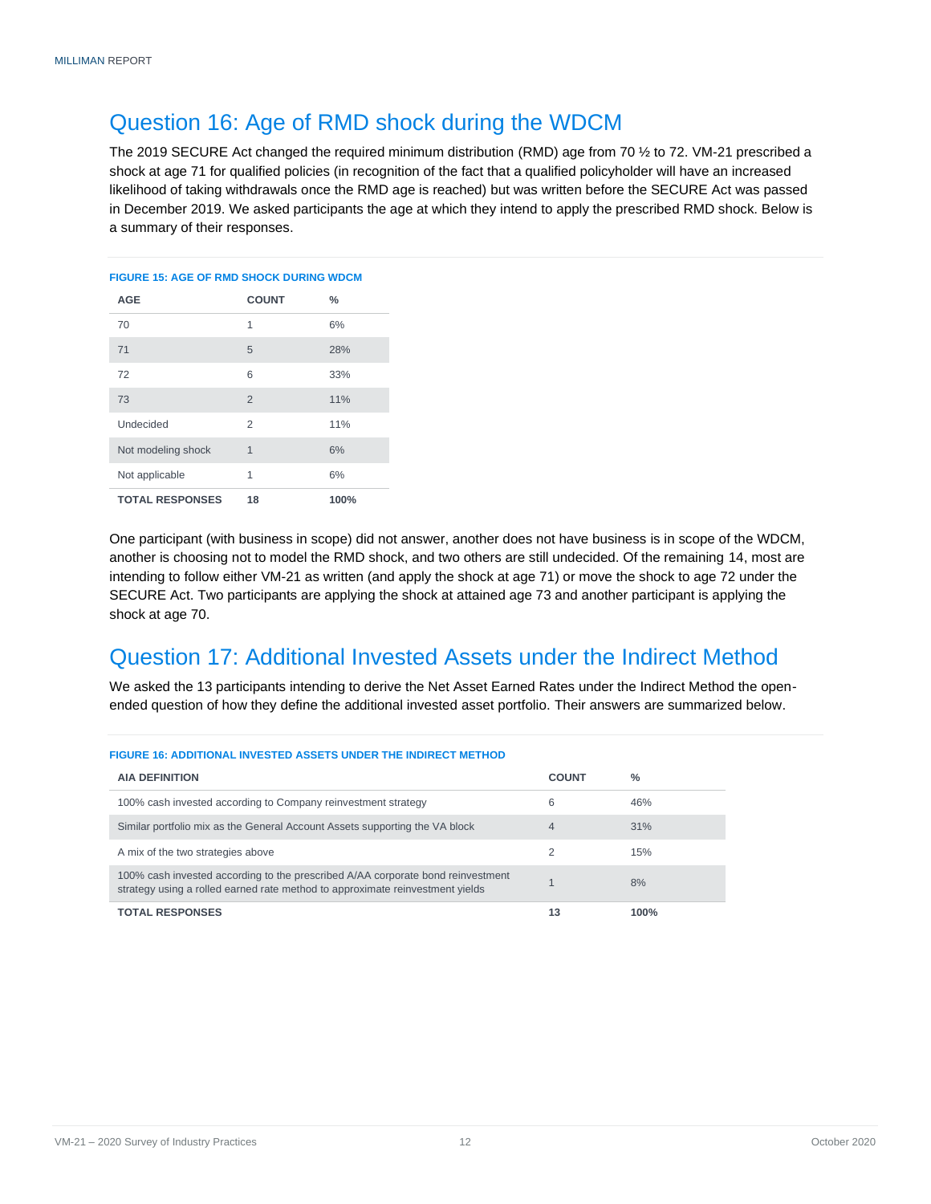## Question 16: Age of RMD shock during the WDCM

The 2019 SECURE Act changed the required minimum distribution (RMD) age from 70 ½ to 72. VM-21 prescribed a shock at age 71 for qualified policies (in recognition of the fact that a qualified policyholder will have an increased likelihood of taking withdrawals once the RMD age is reached) but was written before the SECURE Act was passed in December 2019. We asked participants the age at which they intend to apply the prescribed RMD shock. Below is a summary of their responses.

**FIGURE 15: AGE OF RMD SHOCK DURING WDCM**

| AGE | COUNT | % |
|---|---|---|
| 70 | 1 | 6% |
| 71 | 5 | 28% |
| 72 | 6 | 33% |
| 73 | 2 | 11% |
| Undecided | 2 | 11% |
| Not modeling shock | 1 | 6% |
| Not applicable | 1 | 6% |
| **TOTAL RESPONSES** | **18** | **100%** |

One participant (with business in scope) did not answer, another does not have business is in scope of the WDCM, another is choosing not to model the RMD shock, and two others are still undecided. Of the remaining 14, most are intending to follow either VM-21 as written (and apply the shock at age 71) or move the shock to age 72 under the SECURE Act. Two participants are applying the shock at attained age 73 and another participant is applying the shock at age 70.

## Question 17: Additional Invested Assets under the Indirect Method

We asked the 13 participants intending to derive the Net Asset Earned Rates under the Indirect Method the open-ended question of how they define the additional invested asset portfolio. Their answers are summarized below.

**FIGURE 16: ADDITIONAL INVESTED ASSETS UNDER THE INDIRECT METHOD**

| AIA DEFINITION | COUNT | % |
|---|---|---|
| 100% cash invested according to Company reinvestment strategy | 6 | 46% |
| Similar portfolio mix as the General Account Assets supporting the VA block | 4 | 31% |
| A mix of the two strategies above | 2 | 15% |
| 100% cash invested according to the prescribed A/AA corporate bond reinvestment strategy using a rolled earned rate method to approximate reinvestment yields | 1 | 8% |
| **TOTAL RESPONSES** | **13** | **100%** |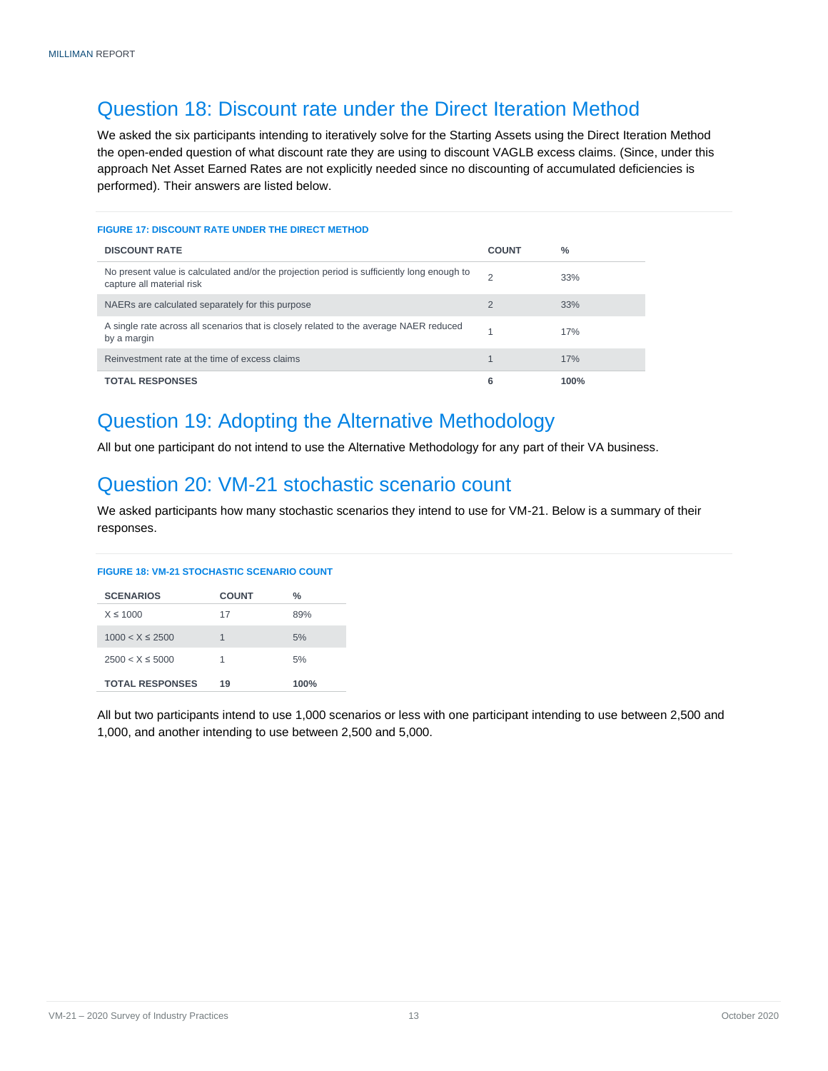## Question 18: Discount rate under the Direct Iteration Method

We asked the six participants intending to iteratively solve for the Starting Assets using the Direct Iteration Method the open-ended question of what discount rate they are using to discount VAGLB excess claims. (Since, under this approach Net Asset Earned Rates are not explicitly needed since no discounting of accumulated deficiencies is performed). Their answers are listed below.

**FIGURE 17: DISCOUNT RATE UNDER THE DIRECT METHOD**

| DISCOUNT RATE | COUNT | % |
|---|---|---|
| No present value is calculated and/or the projection period is sufficiently long enough to capture all material risk | 2 | 33% |
| NAERs are calculated separately for this purpose | 2 | 33% |
| A single rate across all scenarios that is closely related to the average NAER reduced by a margin | 1 | 17% |
| Reinvestment rate at the time of excess claims | 1 | 17% |
| **TOTAL RESPONSES** | **6** | **100%** |

## Question 19: Adopting the Alternative Methodology

All but one participant do not intend to use the Alternative Methodology for any part of their VA business.

## Question 20: VM-21 stochastic scenario count

We asked participants how many stochastic scenarios they intend to use for VM-21. Below is a summary of their responses.

**FIGURE 18: VM-21 STOCHASTIC SCENARIO COUNT**

| SCENARIOS | COUNT | % |
|---|---|---|
| X ≤ 1000 | 17 | 89% |
| 1000 < X ≤ 2500 | 1 | 5% |
| 2500 < X ≤ 5000 | 1 | 5% |
| **TOTAL RESPONSES** | **19** | **100%** |

All but two participants intend to use 1,000 scenarios or less with one participant intending to use between 2,500 and 1,000, and another intending to use between 2,500 and 5,000.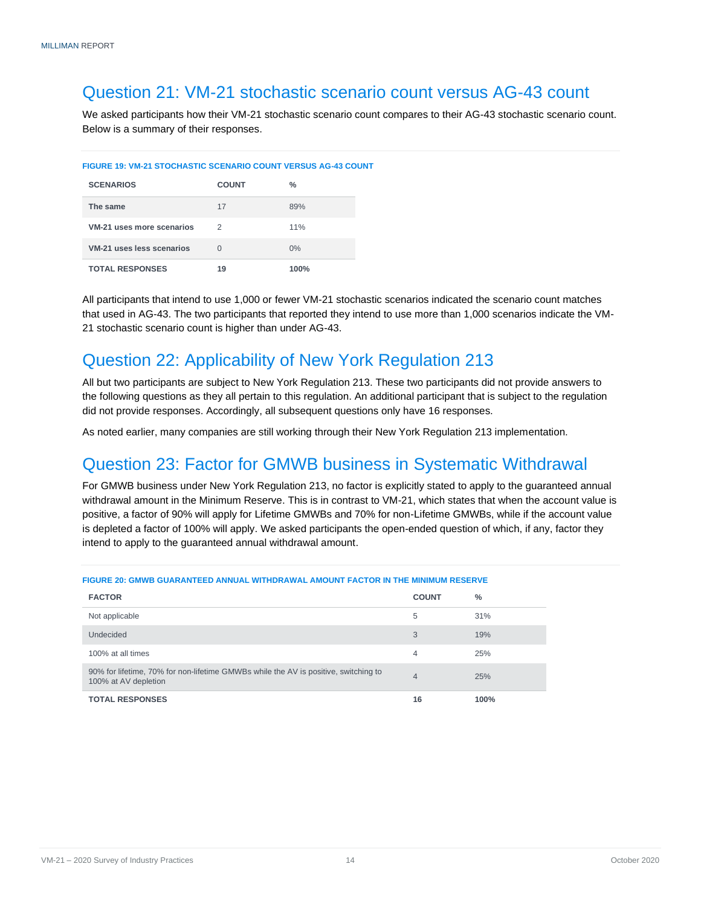## Question 21: VM-21 stochastic scenario count versus AG-43 count

We asked participants how their VM-21 stochastic scenario count compares to their AG-43 stochastic scenario count. Below is a summary of their responses.

**FIGURE 19: VM-21 STOCHASTIC SCENARIO COUNT VERSUS AG-43 COUNT**

| SCENARIOS | COUNT | % |
|---|---|---|
| **The same** | 17 | 89% |
| **VM-21 uses more scenarios** | 2 | 11% |
| **VM-21 uses less scenarios** | 0 | 0% |
| **TOTAL RESPONSES** | **19** | **100%** |

All participants that intend to use 1,000 or fewer VM-21 stochastic scenarios indicated the scenario count matches that used in AG-43. The two participants that reported they intend to use more than 1,000 scenarios indicate the VM-21 stochastic scenario count is higher than under AG-43.

## Question 22: Applicability of New York Regulation 213

All but two participants are subject to New York Regulation 213. These two participants did not provide answers to the following questions as they all pertain to this regulation. An additional participant that is subject to the regulation did not provide responses. Accordingly, all subsequent questions only have 16 responses.

As noted earlier, many companies are still working through their New York Regulation 213 implementation.

## Question 23: Factor for GMWB business in Systematic Withdrawal

For GMWB business under New York Regulation 213, no factor is explicitly stated to apply to the guaranteed annual withdrawal amount in the Minimum Reserve. This is in contrast to VM-21, which states that when the account value is positive, a factor of 90% will apply for Lifetime GMWBs and 70% for non-Lifetime GMWBs, while if the account value is depleted a factor of 100% will apply. We asked participants the open-ended question of which, if any, factor they intend to apply to the guaranteed annual withdrawal amount.

**FIGURE 20: GMWB GUARANTEED ANNUAL WITHDRAWAL AMOUNT FACTOR IN THE MINIMUM RESERVE**

| FACTOR | COUNT | % |
|---|---|---|
| Not applicable | 5 | 31% |
| Undecided | 3 | 19% |
| 100% at all times | 4 | 25% |
| 90% for lifetime, 70% for non-lifetime GMWBs while the AV is positive, switching to 100% at AV depletion | 4 | 25% |
| **TOTAL RESPONSES** | **16** | **100%** |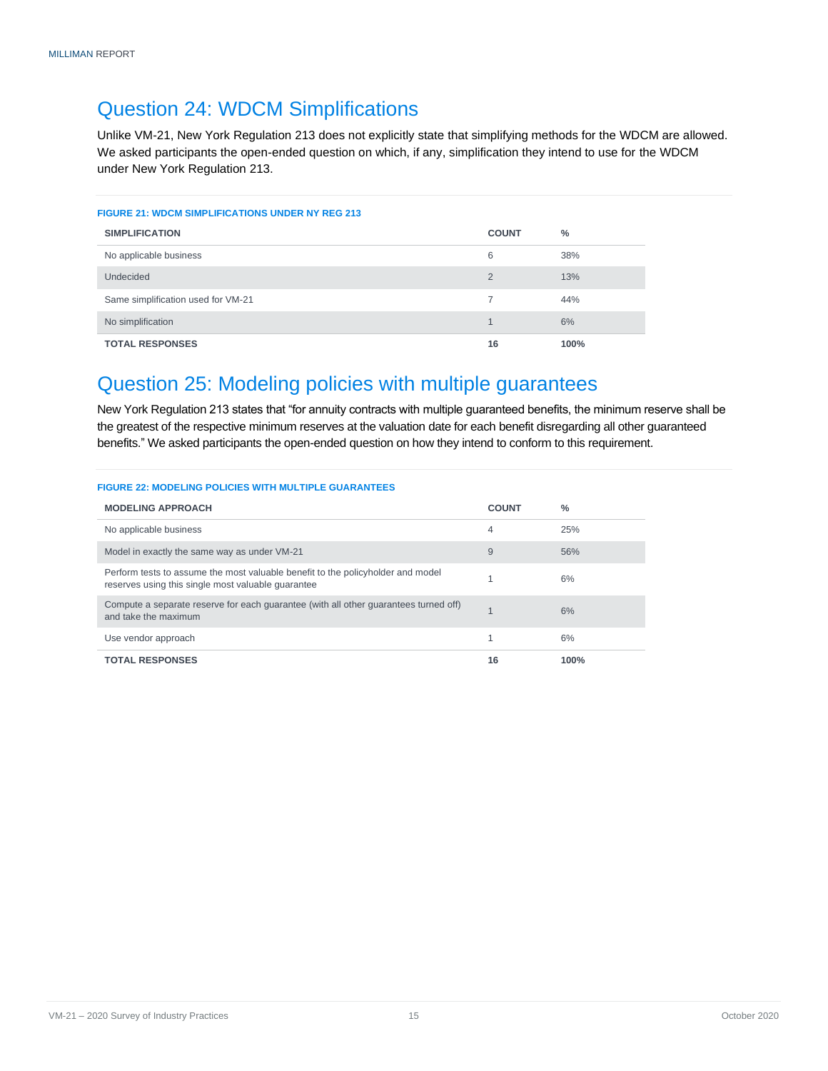## Question 24: WDCM Simplifications

Unlike VM-21, New York Regulation 213 does not explicitly state that simplifying methods for the WDCM are allowed. We asked participants the open-ended question on which, if any, simplification they intend to use for the WDCM under New York Regulation 213.

**FIGURE 21: WDCM SIMPLIFICATIONS UNDER NY REG 213**

| SIMPLIFICATION | COUNT | % |
|---|---|---|
| No applicable business | 6 | 38% |
| Undecided | 2 | 13% |
| Same simplification used for VM-21 | 7 | 44% |
| No simplification | 1 | 6% |
| **TOTAL RESPONSES** | **16** | **100%** |

## Question 25: Modeling policies with multiple guarantees

New York Regulation 213 states that "for annuity contracts with multiple guaranteed benefits, the minimum reserve shall be the greatest of the respective minimum reserves at the valuation date for each benefit disregarding all other guaranteed benefits." We asked participants the open-ended question on how they intend to conform to this requirement.

**FIGURE 22: MODELING POLICIES WITH MULTIPLE GUARANTEES**

| MODELING APPROACH | COUNT | % |
|---|---|---|
| No applicable business | 4 | 25% |
| Model in exactly the same way as under VM-21 | 9 | 56% |
| Perform tests to assume the most valuable benefit to the policyholder and model reserves using this single most valuable guarantee | 1 | 6% |
| Compute a separate reserve for each guarantee (with all other guarantees turned off) and take the maximum | 1 | 6% |
| Use vendor approach | 1 | 6% |
| **TOTAL RESPONSES** | **16** | **100%** |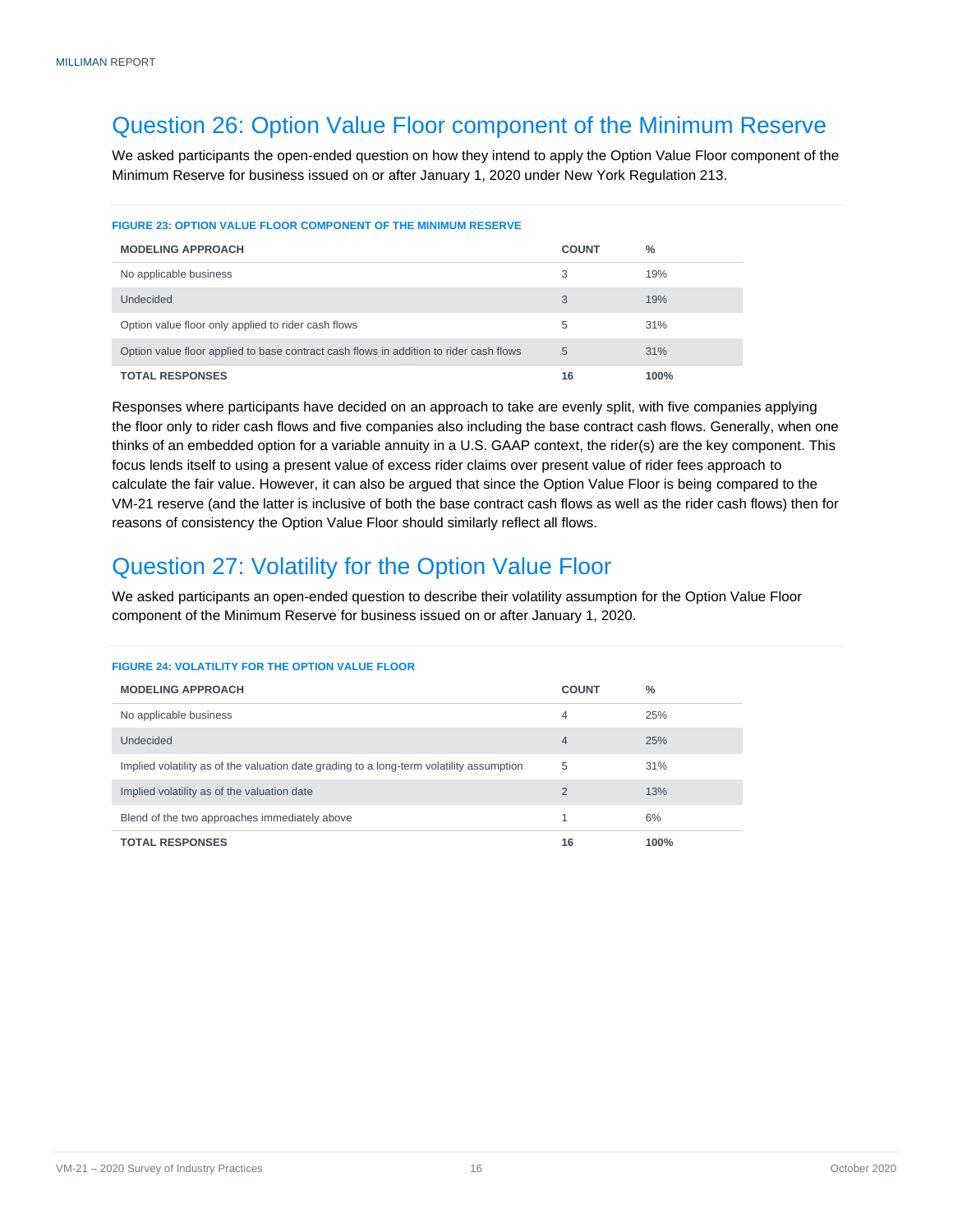## Question 26: Option Value Floor component of the Minimum Reserve

We asked participants the open-ended question on how they intend to apply the Option Value Floor component of the Minimum Reserve for business issued on or after January 1, 2020 under New York Regulation 213.

**FIGURE 23: OPTION VALUE FLOOR COMPONENT OF THE MINIMUM RESERVE**

| MODELING APPROACH | COUNT | % |
|---|---|---|
| No applicable business | 3 | 19% |
| Undecided | 3 | 19% |
| Option value floor only applied to rider cash flows | 5 | 31% |
| Option value floor applied to base contract cash flows in addition to rider cash flows | 5 | 31% |
| **TOTAL RESPONSES** | **16** | **100%** |

Responses where participants have decided on an approach to take are evenly split, with five companies applying the floor only to rider cash flows and five companies also including the base contract cash flows. Generally, when one thinks of an embedded option for a variable annuity in a U.S. GAAP context, the rider(s) are the key component. This focus lends itself to using a present value of excess rider claims over present value of rider fees approach to calculate the fair value. However, it can also be argued that since the Option Value Floor is being compared to the VM-21 reserve (and the latter is inclusive of both the base contract cash flows as well as the rider cash flows) then for reasons of consistency the Option Value Floor should similarly reflect all flows.

## Question 27: Volatility for the Option Value Floor

We asked participants an open-ended question to describe their volatility assumption for the Option Value Floor component of the Minimum Reserve for business issued on or after January 1, 2020.

**FIGURE 24: VOLATILITY FOR THE OPTION VALUE FLOOR**

| MODELING APPROACH | COUNT | % |
|---|---|---|
| No applicable business | 4 | 25% |
| Undecided | 4 | 25% |
| Implied volatility as of the valuation date grading to a long-term volatility assumption | 5 | 31% |
| Implied volatility as of the valuation date | 2 | 13% |
| Blend of the two approaches immediately above | 1 | 6% |
| **TOTAL RESPONSES** | **16** | **100%** |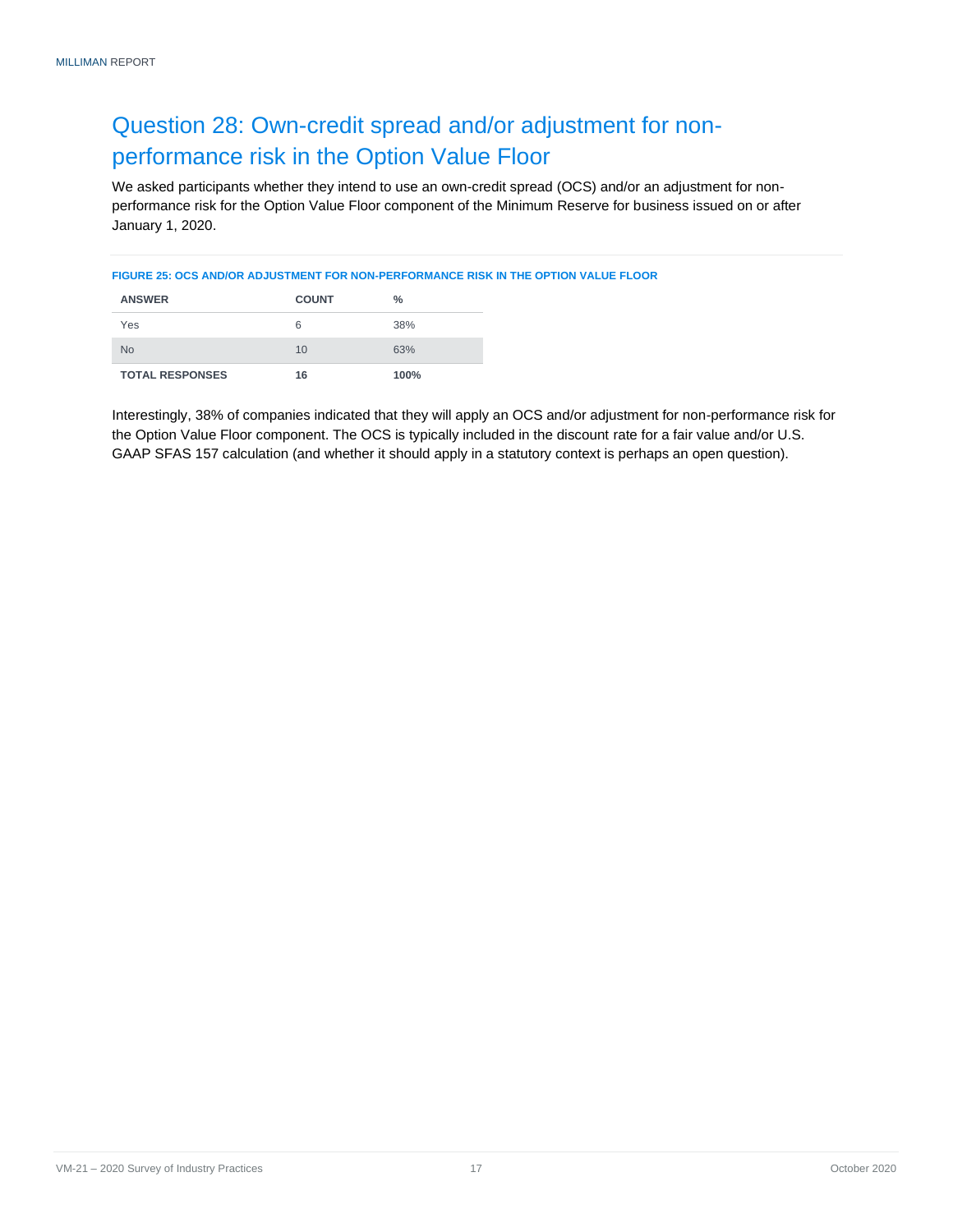## Question 28: Own-credit spread and/or adjustment for non-performance risk in the Option Value Floor

We asked participants whether they intend to use an own-credit spread (OCS) and/or an adjustment for non-performance risk for the Option Value Floor component of the Minimum Reserve for business issued on or after January 1, 2020.

**FIGURE 25: OCS AND/OR ADJUSTMENT FOR NON-PERFORMANCE RISK IN THE OPTION VALUE FLOOR**

| ANSWER | COUNT | % |
|---|---|---|
| Yes | 6 | 38% |
| No | 10 | 63% |
| **TOTAL RESPONSES** | **16** | **100%** |

Interestingly, 38% of companies indicated that they will apply an OCS and/or adjustment for non-performance risk for the Option Value Floor component. The OCS is typically included in the discount rate for a fair value and/or U.S. GAAP SFAS 157 calculation (and whether it should apply in a statutory context is perhaps an open question).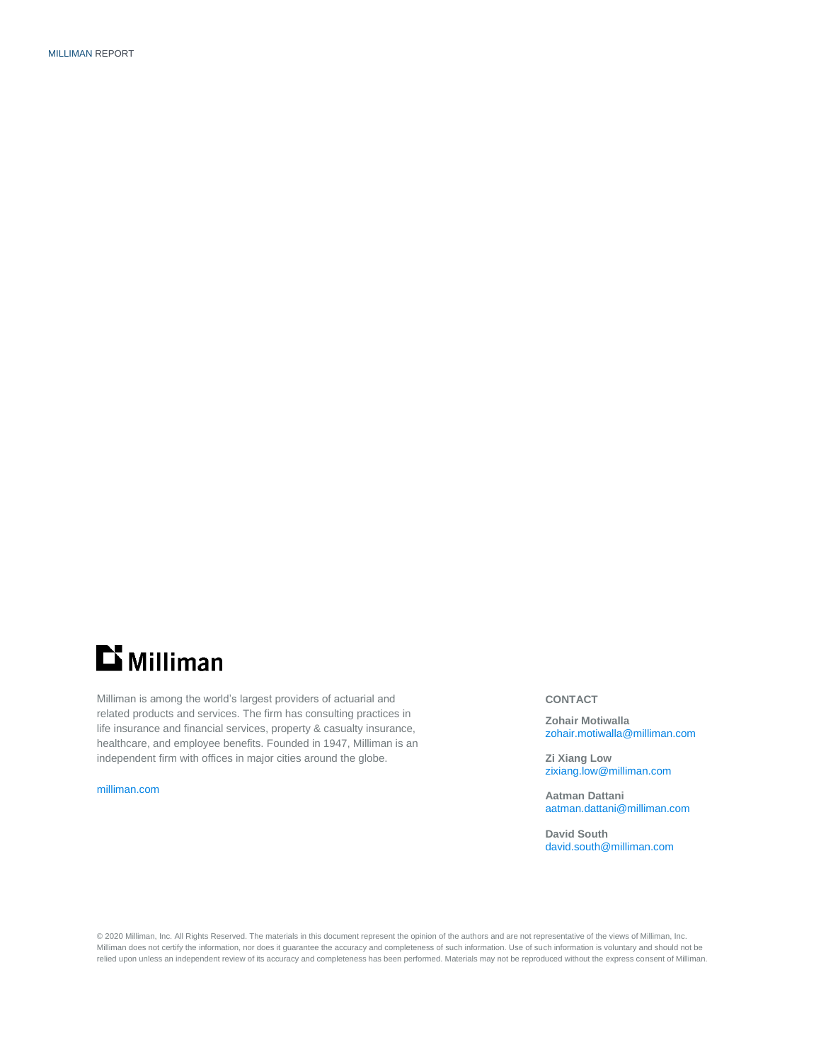# Milliman

Milliman is among the world's largest providers of actuarial and related products and services. The firm has consulting practices in life insurance and financial services, property & casualty insurance, healthcare, and employee benefits. Founded in 1947, Milliman is an independent firm with offices in major cities around the globe.

milliman.com

**CONTACT**

**Zohair Motiwalla**
zohair.motiwalla@milliman.com

**Zi Xiang Low**
zixiang.low@milliman.com

**Aatman Dattani**
aatman.dattani@milliman.com

**David South**
david.south@milliman.com

© 2020 Milliman, Inc. All Rights Reserved. The materials in this document represent the opinion of the authors and are not representative of the views of Milliman, Inc. Milliman does not certify the information, nor does it guarantee the accuracy and completeness of such information. Use of such information is voluntary and should not be relied upon unless an independent review of its accuracy and completeness has been performed. Materials may not be reproduced without the express consent of Milliman.